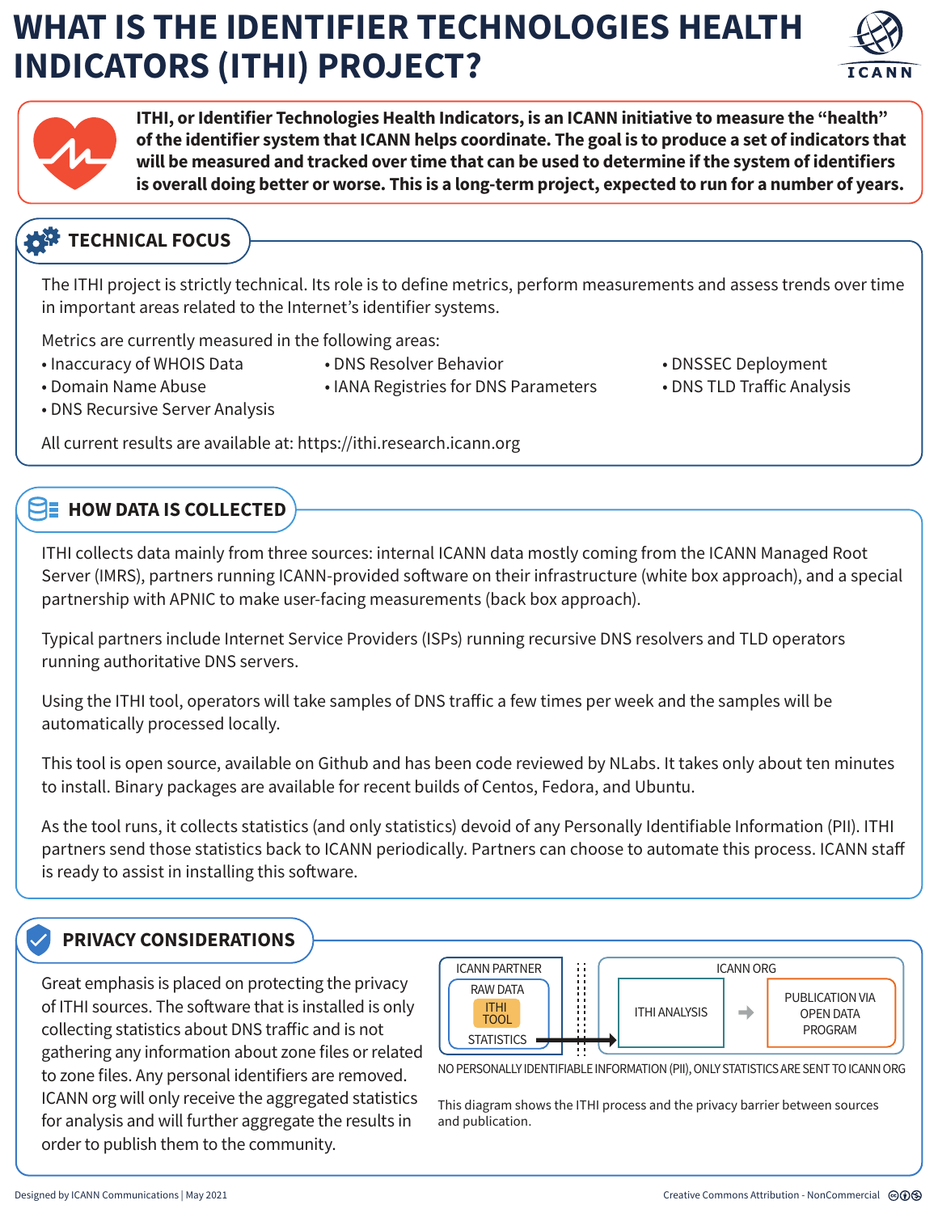# WHAT IS THE IDENTIFIER TECHNOLOGIES HEALTH INDICATORS (ITHI) PROJECT?

ICANN

**ITHI, or Identifier Technologies Health Indicators, is an ICANN initiative to measure the "health" of the identifier system that ICANN helps coordinate. The goal is to produce a set of indicators that will be measured and tracked over time that can be used to determine if the system of identifiers is overall doing better or worse. This is a long-term project, expected to run for a number of years.**

## TECHNICAL FOCUS

The ITHI project is strictly technical. Its role is to define metrics, perform measurements and assess trends over time in important areas related to the Internet's identifier systems.

Metrics are currently measured in the following areas:

- Inaccuracy of WHOIS Data
- Domain Name Abuse
- DNS Recursive Server Analysis
- DNS Resolver Behavior
- IANA Registries for DNS Parameters
- DNSSEC Deployment
- DNS TLD Traffic Analysis

All current results are available at: https://ithi.research.icann.org

## HOW DATA IS COLLECTED

ITHI collects data mainly from three sources: internal ICANN data mostly coming from the ICANN Managed Root Server (IMRS), partners running ICANN-provided software on their infrastructure (white box approach), and a special partnership with APNIC to make user-facing measurements (back box approach).

Typical partners include Internet Service Providers (ISPs) running recursive DNS resolvers and TLD operators running authoritative DNS servers.

Using the ITHI tool, operators will take samples of DNS traffic a few times per week and the samples will be automatically processed locally.

This tool is open source, available on Github and has been code reviewed by NLabs. It takes only about ten minutes to install. Binary packages are available for recent builds of Centos, Fedora, and Ubuntu.

As the tool runs, it collects statistics (and only statistics) devoid of any Personally Identifiable Information (PII). ITHI partners send those statistics back to ICANN periodically. Partners can choose to automate this process. ICANN staff is ready to assist in installing this software.

## PRIVACY CONSIDERATIONS

Great emphasis is placed on protecting the privacy of ITHI sources. The software that is installed is only collecting statistics about DNS traffic and is not gathering any information about zone files or related to zone files. Any personal identifiers are removed. ICANN org will only receive the aggregated statistics for analysis and will further aggregate the results in order to publish them to the community.

ICANN PARTNER: RAW DATA → ITHI TOOL → STATISTICS → ICANN ORG: ITHI ANALYSIS → PUBLICATION VIA OPEN DATA PROGRAM

NO PERSONALLY IDENTIFIABLE INFORMATION (PII), ONLY STATISTICS ARE SENT TO ICANN ORG

This diagram shows the ITHI process and the privacy barrier between sources and publication.

Designed by ICANN Communications | May 2021

Creative Commons Attribution - NonCommercial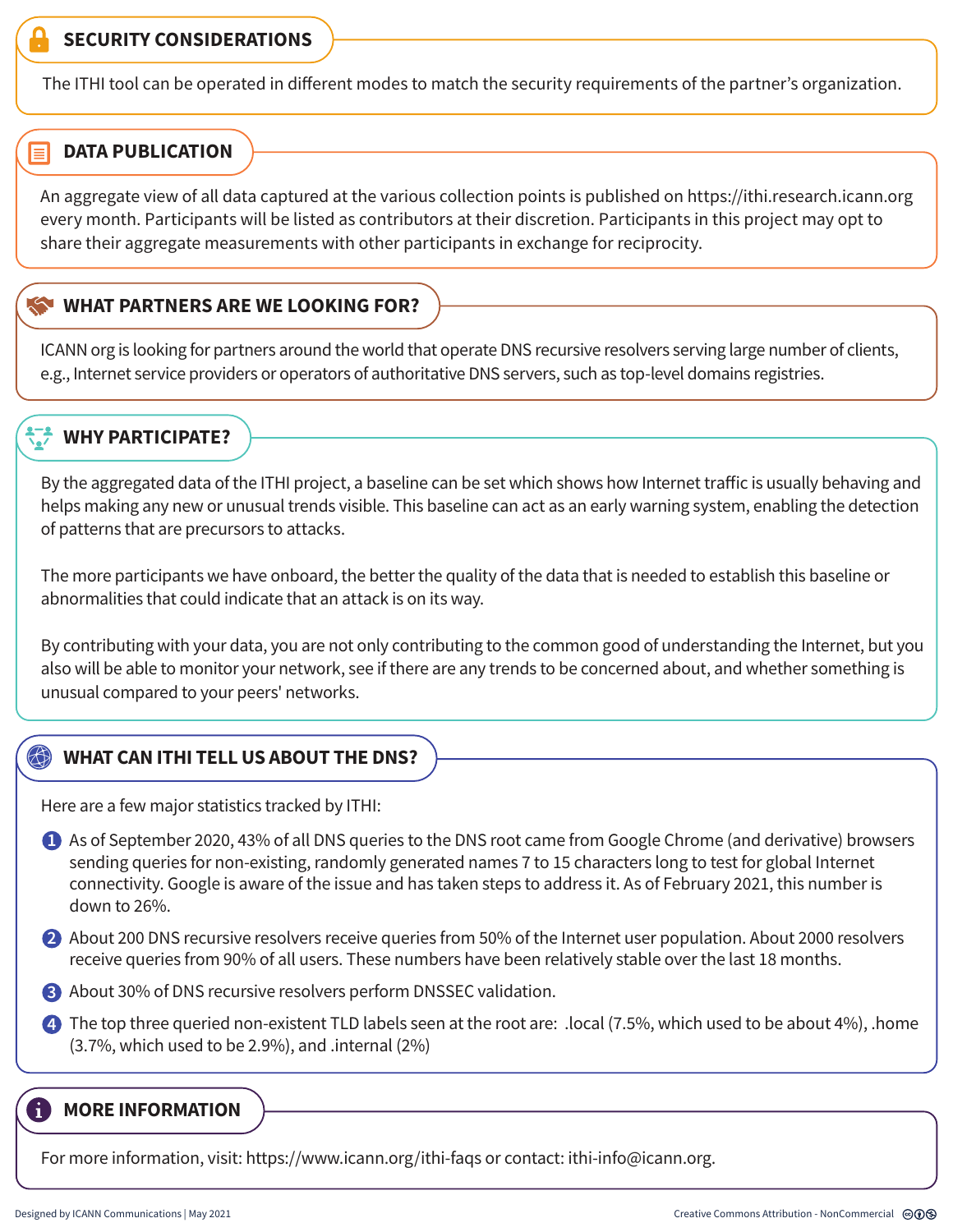## SECURITY CONSIDERATIONS

The ITHI tool can be operated in different modes to match the security requirements of the partner's organization.

## DATA PUBLICATION

An aggregate view of all data captured at the various collection points is published on https://ithi.research.icann.org every month. Participants will be listed as contributors at their discretion. Participants in this project may opt to share their aggregate measurements with other participants in exchange for reciprocity.

## WHAT PARTNERS ARE WE LOOKING FOR?

ICANN org is looking for partners around the world that operate DNS recursive resolvers serving large number of clients, e.g., Internet service providers or operators of authoritative DNS servers, such as top-level domains registries.

## WHY PARTICIPATE?

By the aggregated data of the ITHI project, a baseline can be set which shows how Internet traffic is usually behaving and helps making any new or unusual trends visible. This baseline can act as an early warning system, enabling the detection of patterns that are precursors to attacks.

The more participants we have onboard, the better the quality of the data that is needed to establish this baseline or abnormalities that could indicate that an attack is on its way.

By contributing with your data, you are not only contributing to the common good of understanding the Internet, but you also will be able to monitor your network, see if there are any trends to be concerned about, and whether something is unusual compared to your peers' networks.

## WHAT CAN ITHI TELL US ABOUT THE DNS?

Here are a few major statistics tracked by ITHI:

1. As of September 2020, 43% of all DNS queries to the DNS root came from Google Chrome (and derivative) browsers sending queries for non-existing, randomly generated names 7 to 15 characters long to test for global Internet connectivity. Google is aware of the issue and has taken steps to address it. As of February 2021, this number is down to 26%.
2. About 200 DNS recursive resolvers receive queries from 50% of the Internet user population. About 2000 resolvers receive queries from 90% of all users. These numbers have been relatively stable over the last 18 months.
3. About 30% of DNS recursive resolvers perform DNSSEC validation.
4. The top three queried non-existent TLD labels seen at the root are: .local (7.5%, which used to be about 4%), .home (3.7%, which used to be 2.9%), and .internal (2%)

## MORE INFORMATION

For more information, visit: https://www.icann.org/ithi-faqs or contact: ithi-info@icann.org.

Designed by ICANN Communications | May 2021

Creative Commons Attribution - NonCommercial